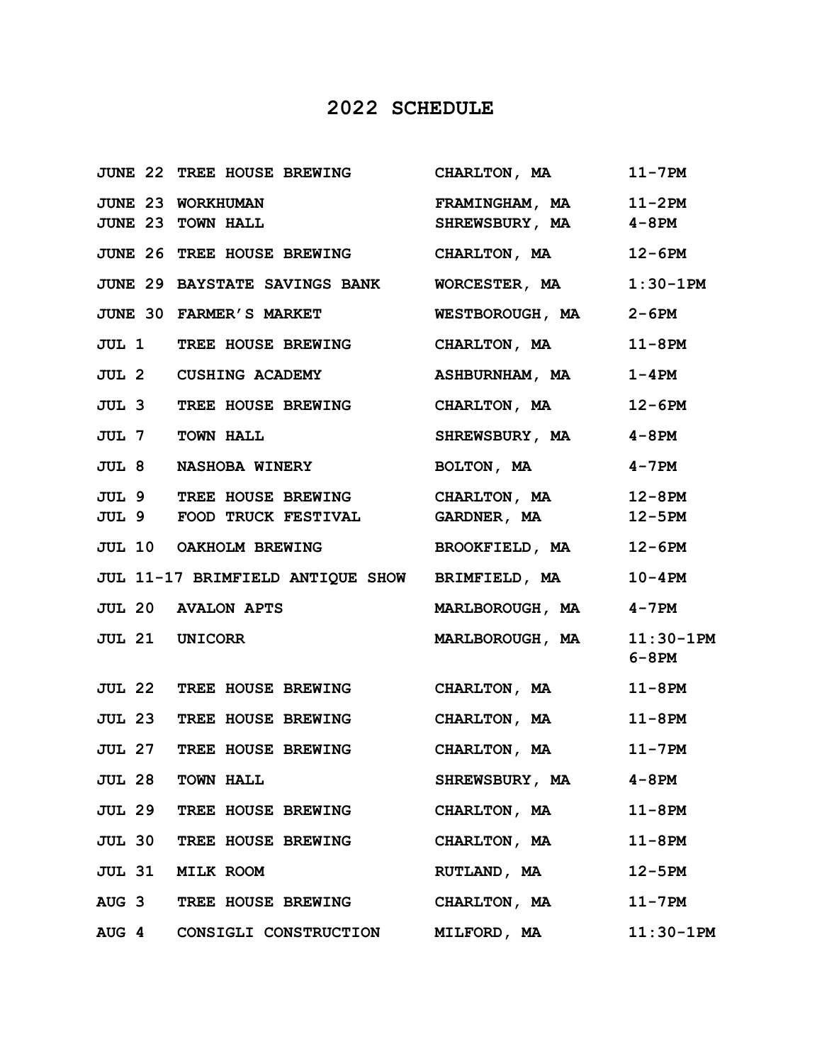# 2022 SCHEDULE

| | | | |
|---|---|---|---|
| JUNE 22 | TREE HOUSE BREWING | CHARLTON, MA | 11-7PM |
| JUNE 23 | WORKHUMAN | FRAMINGHAM, MA | 11-2PM |
| JUNE 23 | TOWN HALL | SHREWSBURY, MA | 4-8PM |
| JUNE 26 | TREE HOUSE BREWING | CHARLTON, MA | 12-6PM |
| JUNE 29 | BAYSTATE SAVINGS BANK | WORCESTER, MA | 1:30-1PM |
| JUNE 30 | FARMER'S MARKET | WESTBOROUGH, MA | 2-6PM |
| JUL 1 | TREE HOUSE BREWING | CHARLTON, MA | 11-8PM |
| JUL 2 | CUSHING ACADEMY | ASHBURNHAM, MA | 1-4PM |
| JUL 3 | TREE HOUSE BREWING | CHARLTON, MA | 12-6PM |
| JUL 7 | TOWN HALL | SHREWSBURY, MA | 4-8PM |
| JUL 8 | NASHOBA WINERY | BOLTON, MA | 4-7PM |
| JUL 9 | TREE HOUSE BREWING | CHARLTON, MA | 12-8PM |
| JUL 9 | FOOD TRUCK FESTIVAL | GARDNER, MA | 12-5PM |
| JUL 10 | OAKHOLM BREWING | BROOKFIELD, MA | 12-6PM |
| JUL 11-17 | BRIMFIELD ANTIQUE SHOW | BRIMFIELD, MA | 10-4PM |
| JUL 20 | AVALON APTS | MARLBOROUGH, MA | 4-7PM |
| JUL 21 | UNICORR | MARLBOROUGH, MA | 11:30-1PM<br>6-8PM |
| JUL 22 | TREE HOUSE BREWING | CHARLTON, MA | 11-8PM |
| JUL 23 | TREE HOUSE BREWING | CHARLTON, MA | 11-8PM |
| JUL 27 | TREE HOUSE BREWING | CHARLTON, MA | 11-7PM |
| JUL 28 | TOWN HALL | SHREWSBURY, MA | 4-8PM |
| JUL 29 | TREE HOUSE BREWING | CHARLTON, MA | 11-8PM |
| JUL 30 | TREE HOUSE BREWING | CHARLTON, MA | 11-8PM |
| JUL 31 | MILK ROOM | RUTLAND, MA | 12-5PM |
| AUG 3 | TREE HOUSE BREWING | CHARLTON, MA | 11-7PM |
| AUG 4 | CONSIGLI CONSTRUCTION | MILFORD, MA | 11:30-1PM |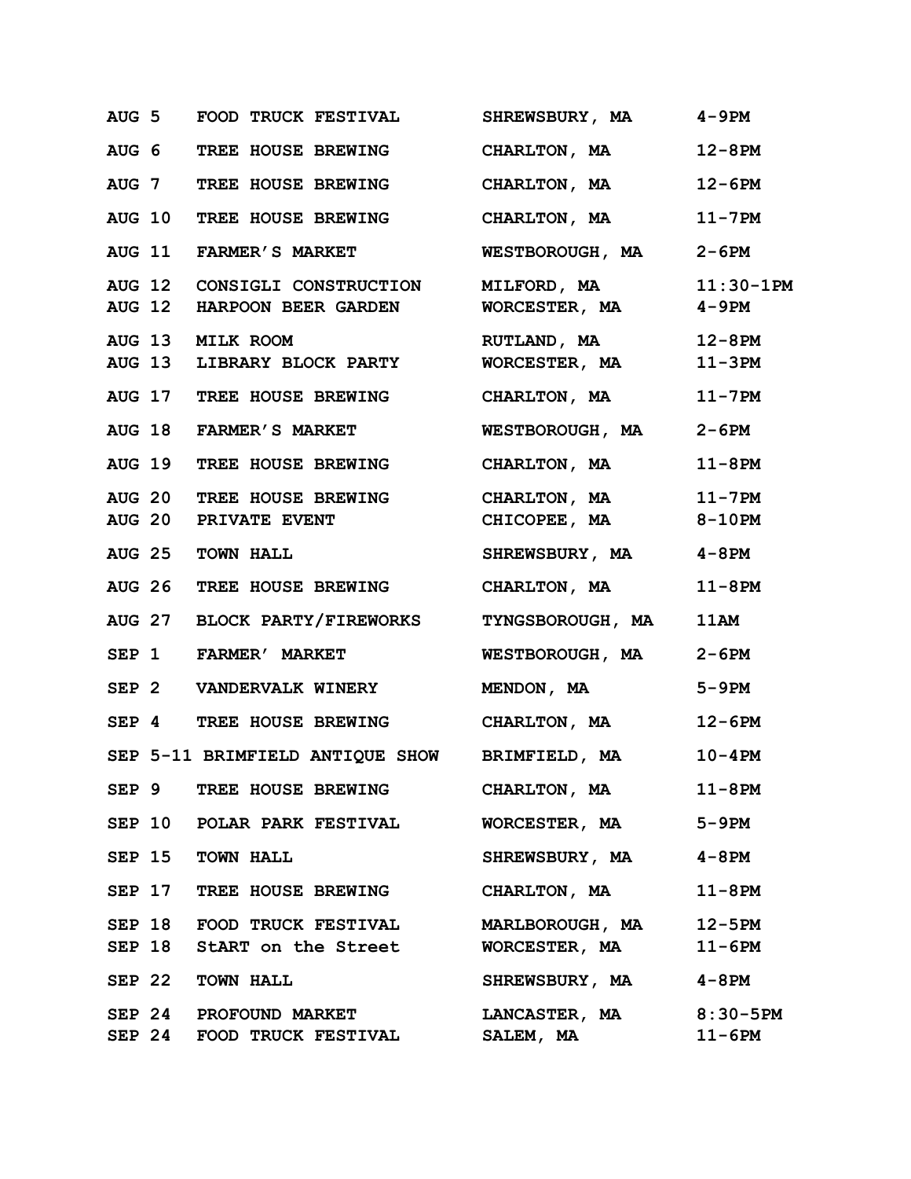| | | | |
|---|---|---|---|
| AUG 5 | FOOD TRUCK FESTIVAL | SHREWSBURY, MA | 4-9PM |
| AUG 6 | TREE HOUSE BREWING | CHARLTON, MA | 12-8PM |
| AUG 7 | TREE HOUSE BREWING | CHARLTON, MA | 12-6PM |
| AUG 10 | TREE HOUSE BREWING | CHARLTON, MA | 11-7PM |
| AUG 11 | FARMER'S MARKET | WESTBOROUGH, MA | 2-6PM |
| AUG 12 | CONSIGLI CONSTRUCTION | MILFORD, MA | 11:30-1PM |
| AUG 12 | HARPOON BEER GARDEN | WORCESTER, MA | 4-9PM |
| AUG 13 | MILK ROOM | RUTLAND, MA | 12-8PM |
| AUG 13 | LIBRARY BLOCK PARTY | WORCESTER, MA | 11-3PM |
| AUG 17 | TREE HOUSE BREWING | CHARLTON, MA | 11-7PM |
| AUG 18 | FARMER'S MARKET | WESTBOROUGH, MA | 2-6PM |
| AUG 19 | TREE HOUSE BREWING | CHARLTON, MA | 11-8PM |
| AUG 20 | TREE HOUSE BREWING | CHARLTON, MA | 11-7PM |
| AUG 20 | PRIVATE EVENT | CHICOPEE, MA | 8-10PM |
| AUG 25 | TOWN HALL | SHREWSBURY, MA | 4-8PM |
| AUG 26 | TREE HOUSE BREWING | CHARLTON, MA | 11-8PM |
| AUG 27 | BLOCK PARTY/FIREWORKS | TYNGSBOROUGH, MA | 11AM |
| SEP 1 | FARMER' MARKET | WESTBOROUGH, MA | 2-6PM |
| SEP 2 | VANDERVALK WINERY | MENDON, MA | 5-9PM |
| SEP 4 | TREE HOUSE BREWING | CHARLTON, MA | 12-6PM |
| SEP 5-11 | BRIMFIELD ANTIQUE SHOW | BRIMFIELD, MA | 10-4PM |
| SEP 9 | TREE HOUSE BREWING | CHARLTON, MA | 11-8PM |
| SEP 10 | POLAR PARK FESTIVAL | WORCESTER, MA | 5-9PM |
| SEP 15 | TOWN HALL | SHREWSBURY, MA | 4-8PM |
| SEP 17 | TREE HOUSE BREWING | CHARLTON, MA | 11-8PM |
| SEP 18 | FOOD TRUCK FESTIVAL | MARLBOROUGH, MA | 12-5PM |
| SEP 18 | StART on the Street | WORCESTER, MA | 11-6PM |
| SEP 22 | TOWN HALL | SHREWSBURY, MA | 4-8PM |
| SEP 24 | PROFOUND MARKET | LANCASTER, MA | 8:30-5PM |
| SEP 24 | FOOD TRUCK FESTIVAL | SALEM, MA | 11-6PM |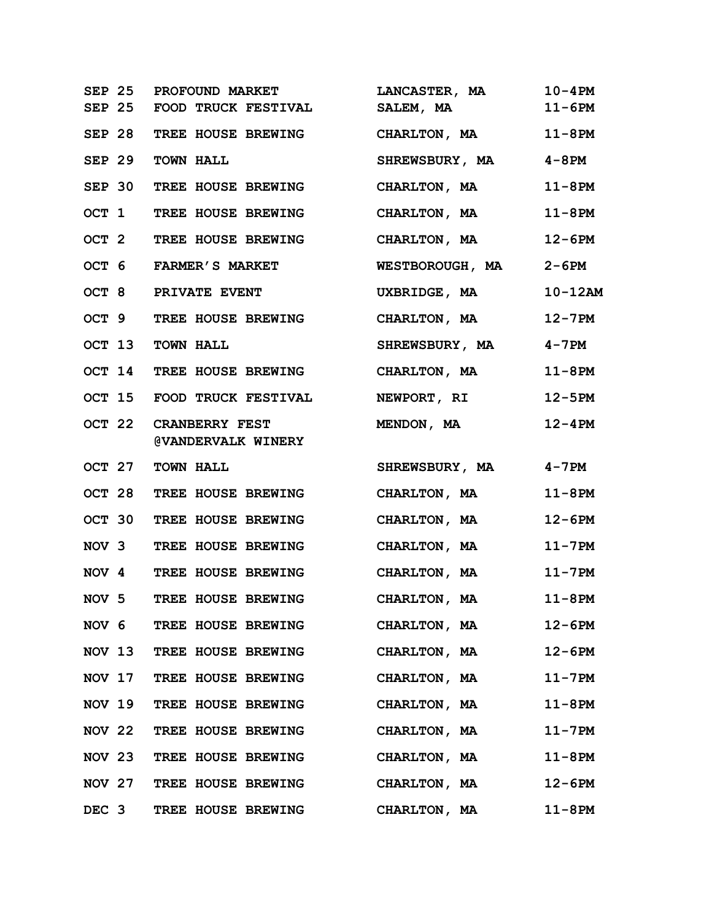| | | | |
|---|---|---|---|
| SEP 25 | PROFOUND MARKET | LANCASTER, MA | 10-4PM |
| SEP 25 | FOOD TRUCK FESTIVAL | SALEM, MA | 11-6PM |
| SEP 28 | TREE HOUSE BREWING | CHARLTON, MA | 11-8PM |
| SEP 29 | TOWN HALL | SHREWSBURY, MA | 4-8PM |
| SEP 30 | TREE HOUSE BREWING | CHARLTON, MA | 11-8PM |
| OCT 1 | TREE HOUSE BREWING | CHARLTON, MA | 11-8PM |
| OCT 2 | TREE HOUSE BREWING | CHARLTON, MA | 12-6PM |
| OCT 6 | FARMER'S MARKET | WESTBOROUGH, MA | 2-6PM |
| OCT 8 | PRIVATE EVENT | UXBRIDGE, MA | 10-12AM |
| OCT 9 | TREE HOUSE BREWING | CHARLTON, MA | 12-7PM |
| OCT 13 | TOWN HALL | SHREWSBURY, MA | 4-7PM |
| OCT 14 | TREE HOUSE BREWING | CHARLTON, MA | 11-8PM |
| OCT 15 | FOOD TRUCK FESTIVAL | NEWPORT, RI | 12-5PM |
| OCT 22 | CRANBERRY FEST @VANDERVALK WINERY | MENDON, MA | 12-4PM |
| OCT 27 | TOWN HALL | SHREWSBURY, MA | 4-7PM |
| OCT 28 | TREE HOUSE BREWING | CHARLTON, MA | 11-8PM |
| OCT 30 | TREE HOUSE BREWING | CHARLTON, MA | 12-6PM |
| NOV 3 | TREE HOUSE BREWING | CHARLTON, MA | 11-7PM |
| NOV 4 | TREE HOUSE BREWING | CHARLTON, MA | 11-7PM |
| NOV 5 | TREE HOUSE BREWING | CHARLTON, MA | 11-8PM |
| NOV 6 | TREE HOUSE BREWING | CHARLTON, MA | 12-6PM |
| NOV 13 | TREE HOUSE BREWING | CHARLTON, MA | 12-6PM |
| NOV 17 | TREE HOUSE BREWING | CHARLTON, MA | 11-7PM |
| NOV 19 | TREE HOUSE BREWING | CHARLTON, MA | 11-8PM |
| NOV 22 | TREE HOUSE BREWING | CHARLTON, MA | 11-7PM |
| NOV 23 | TREE HOUSE BREWING | CHARLTON, MA | 11-8PM |
| NOV 27 | TREE HOUSE BREWING | CHARLTON, MA | 12-6PM |
| DEC 3 | TREE HOUSE BREWING | CHARLTON, MA | 11-8PM |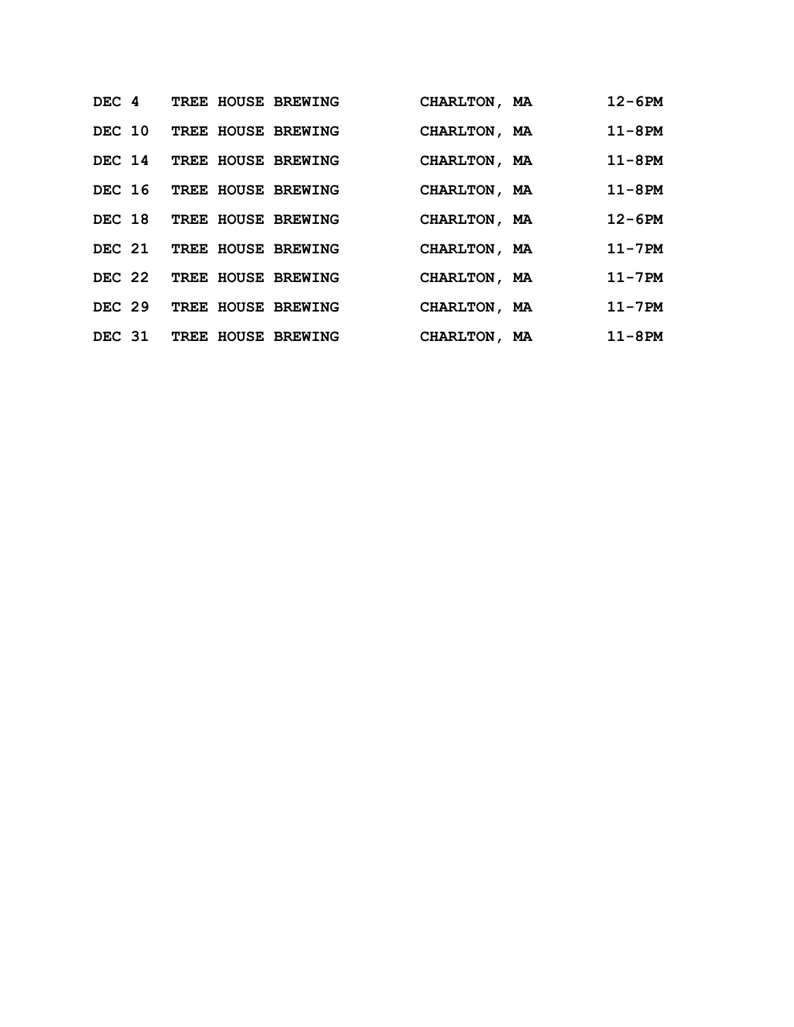| | | | |
|---|---|---|---|
| **DEC 4** | **TREE HOUSE BREWING** | **CHARLTON, MA** | **12-6PM** |
| **DEC 10** | **TREE HOUSE BREWING** | **CHARLTON, MA** | **11-8PM** |
| **DEC 14** | **TREE HOUSE BREWING** | **CHARLTON, MA** | **11-8PM** |
| **DEC 16** | **TREE HOUSE BREWING** | **CHARLTON, MA** | **11-8PM** |
| **DEC 18** | **TREE HOUSE BREWING** | **CHARLTON, MA** | **12-6PM** |
| **DEC 21** | **TREE HOUSE BREWING** | **CHARLTON, MA** | **11-7PM** |
| **DEC 22** | **TREE HOUSE BREWING** | **CHARLTON, MA** | **11-7PM** |
| **DEC 29** | **TREE HOUSE BREWING** | **CHARLTON, MA** | **11-7PM** |
| **DEC 31** | **TREE HOUSE BREWING** | **CHARLTON, MA** | **11-8PM** |